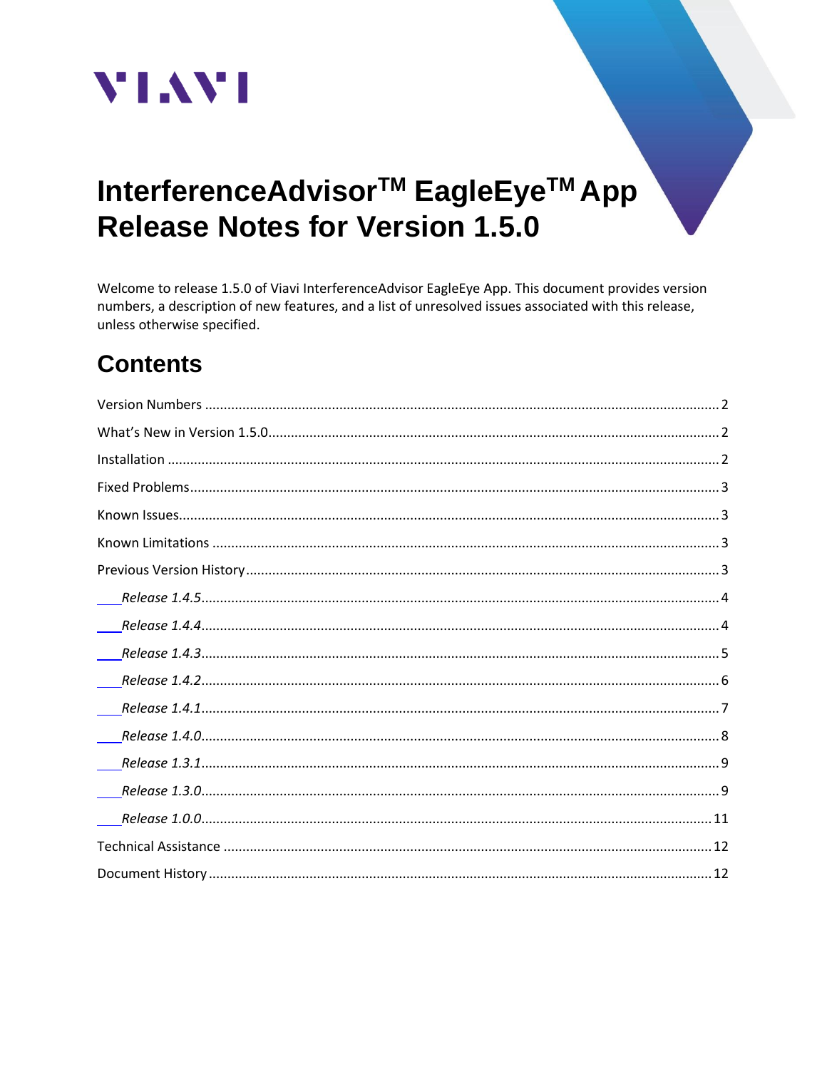# InterferenceAdvisor™ EagleEye™ App Release Notes for Version 1.5.0

Welcome to release 1.5.0 of Viavi InterferenceAdvisor EagleEye App. This document provides version numbers, a description of new features, and a list of unresolved issues associated with this release, unless otherwise specified.

## Contents

- Version Numbers ........ 2
- What's New in Version 1.5.0 ........ 2
- Installation ........ 2
- Fixed Problems ........ 3
- Known Issues ........ 3
- Known Limitations ........ 3
- Previous Version History ........ 3
  - *Release 1.4.5* ........ 4
  - *Release 1.4.4* ........ 4
  - *Release 1.4.3* ........ 5
  - *Release 1.4.2* ........ 6
  - *Release 1.4.1* ........ 7
  - *Release 1.4.0* ........ 8
  - *Release 1.3.1* ........ 9
  - *Release 1.3.0* ........ 9
  - *Release 1.0.0* ........ 11
- Technical Assistance ........ 12
- Document History ........ 12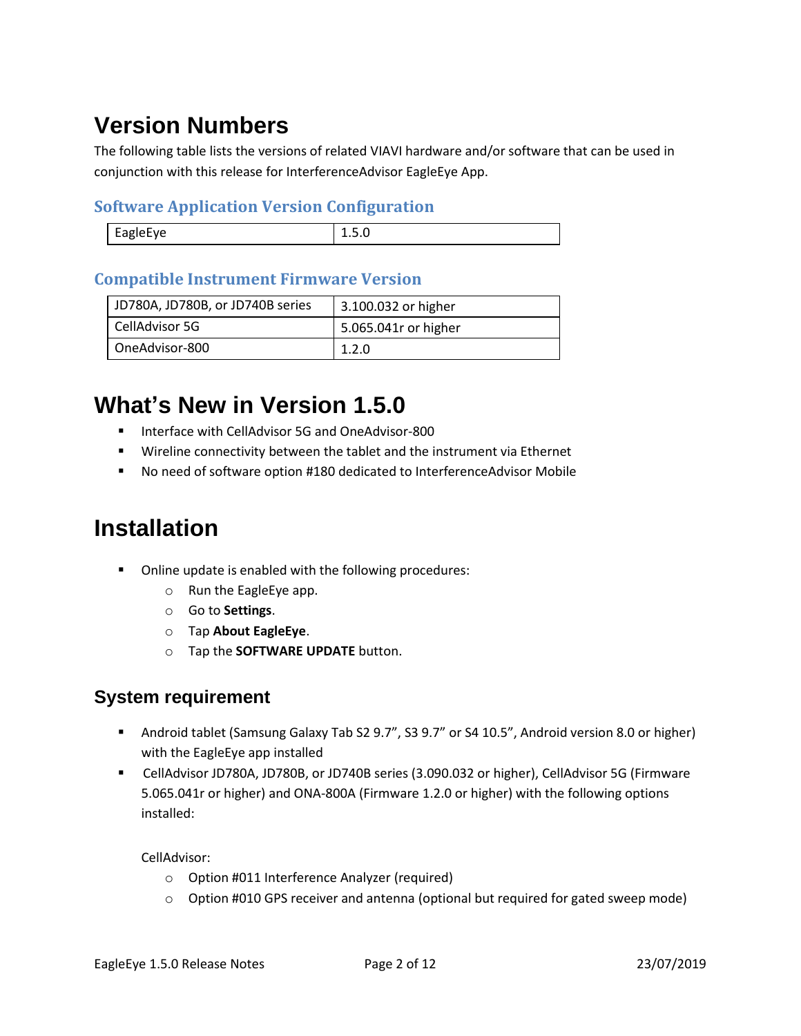# Version Numbers

The following table lists the versions of related VIAVI hardware and/or software that can be used in conjunction with this release for InterferenceAdvisor EagleEye App.

## Software Application Version Configuration

| EagleEye | 1.5.0 |
|---|---|

## Compatible Instrument Firmware Version

| JD780A, JD780B, or JD740B series | 3.100.032 or higher |
|---|---|
| CellAdvisor 5G | 5.065.041r or higher |
| OneAdvisor-800 | 1.2.0 |

# What's New in Version 1.5.0

- Interface with CellAdvisor 5G and OneAdvisor-800
- Wireline connectivity between the tablet and the instrument via Ethernet
- No need of software option #180 dedicated to InterferenceAdvisor Mobile

# Installation

- Online update is enabled with the following procedures:
    - Run the EagleEye app.
    - Go to **Settings**.
    - Tap **About EagleEye**.
    - Tap the **SOFTWARE UPDATE** button.

## System requirement

- Android tablet (Samsung Galaxy Tab S2 9.7", S3 9.7" or S4 10.5", Android version 8.0 or higher) with the EagleEye app installed
- CellAdvisor JD780A, JD780B, or JD740B series (3.090.032 or higher), CellAdvisor 5G (Firmware 5.065.041r or higher) and ONA-800A (Firmware 1.2.0 or higher) with the following options installed:

  CellAdvisor:
    - Option #011 Interference Analyzer (required)
    - Option #010 GPS receiver and antenna (optional but required for gated sweep mode)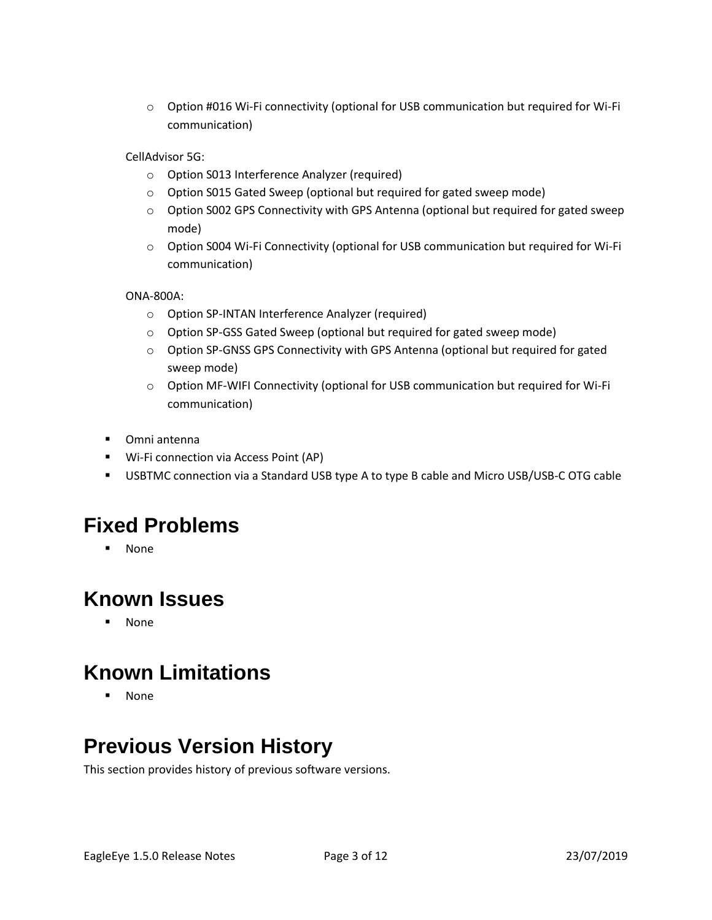- Option #016 Wi-Fi connectivity (optional for USB communication but required for Wi-Fi communication)

  CellAdvisor 5G:

    - Option S013 Interference Analyzer (required)
    - Option S015 Gated Sweep (optional but required for gated sweep mode)
    - Option S002 GPS Connectivity with GPS Antenna (optional but required for gated sweep mode)
    - Option S004 Wi-Fi Connectivity (optional for USB communication but required for Wi-Fi communication)

  ONA-800A:

    - Option SP-INTAN Interference Analyzer (required)
    - Option SP-GSS Gated Sweep (optional but required for gated sweep mode)
    - Option SP-GNSS GPS Connectivity with GPS Antenna (optional but required for gated sweep mode)
    - Option MF-WIFI Connectivity (optional for USB communication but required for Wi-Fi communication)

- Omni antenna
- Wi-Fi connection via Access Point (AP)
- USBTMC connection via a Standard USB type A to type B cable and Micro USB/USB-C OTG cable

# Fixed Problems

- None

# Known Issues

- None

# Known Limitations

- None

# Previous Version History

This section provides history of previous software versions.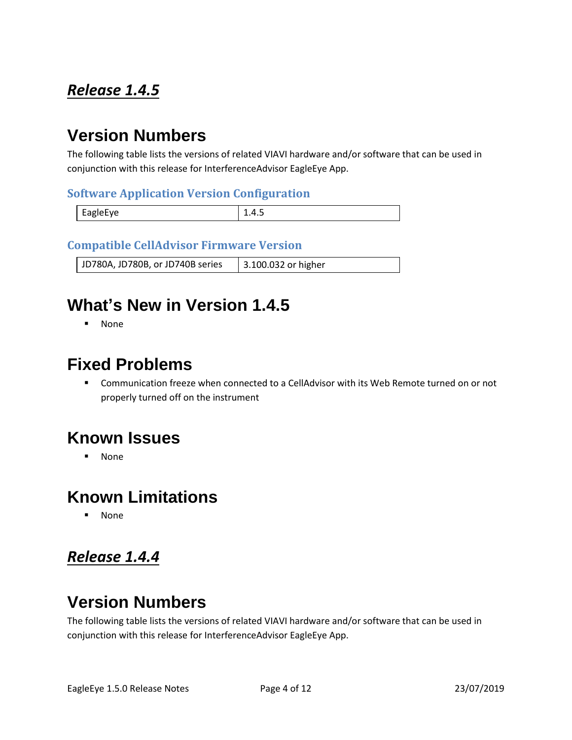## ***Release 1.4.5***

# Version Numbers

The following table lists the versions of related VIAVI hardware and/or software that can be used in conjunction with this release for InterferenceAdvisor EagleEye App.

### Software Application Version Configuration

| EagleEye | 1.4.5 |
|---|---|

### Compatible CellAdvisor Firmware Version

| JD780A, JD780B, or JD740B series | 3.100.032 or higher |
|---|---|

# What's New in Version 1.4.5

- None

# Fixed Problems

- Communication freeze when connected to a CellAdvisor with its Web Remote turned on or not properly turned off on the instrument

# Known Issues

- None

# Known Limitations

- None

## ***Release 1.4.4***

# Version Numbers

The following table lists the versions of related VIAVI hardware and/or software that can be used in conjunction with this release for InterferenceAdvisor EagleEye App.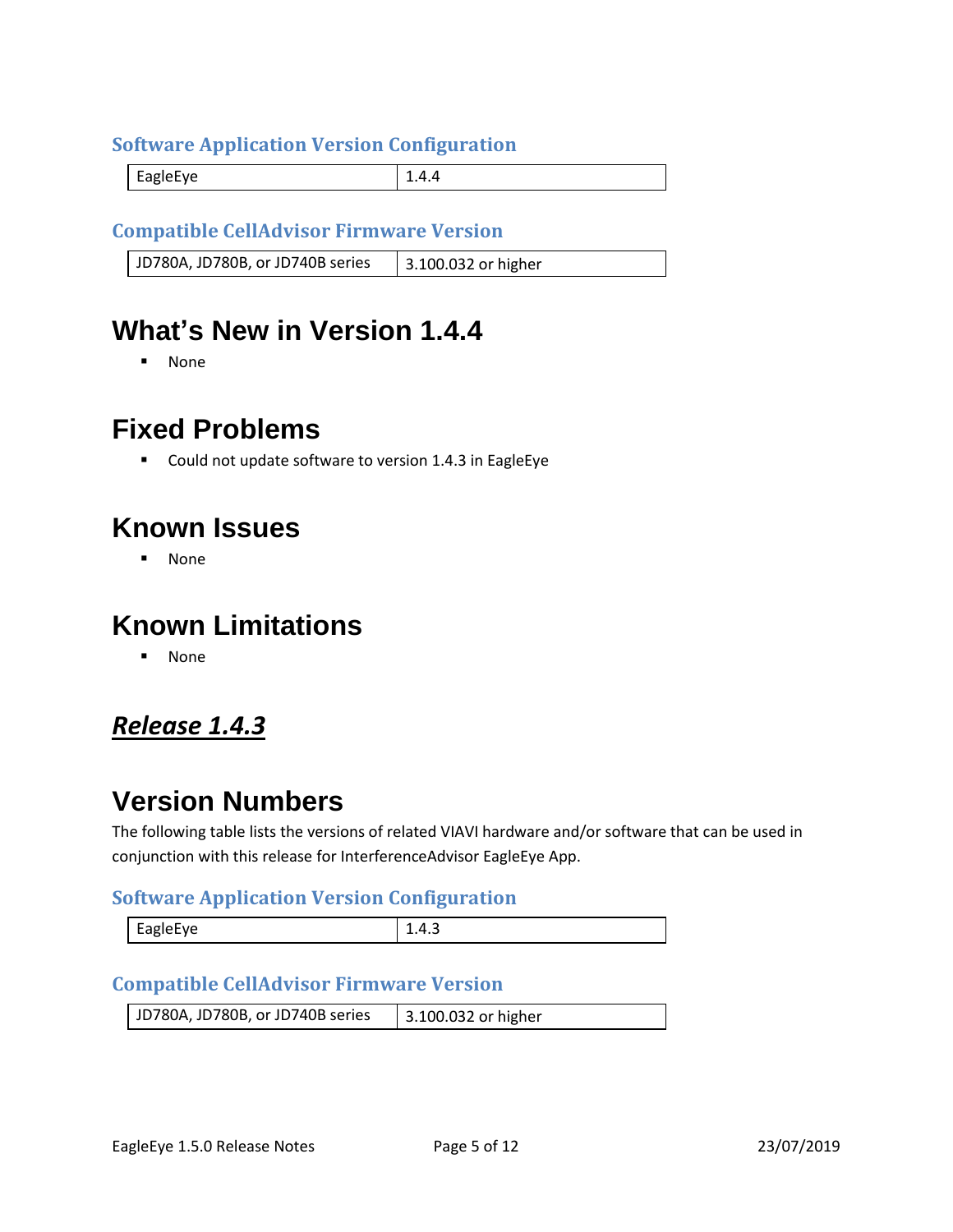### Software Application Version Configuration

| EagleEye | 1.4.4 |
|---|---|

### Compatible CellAdvisor Firmware Version

| JD780A, JD780B, or JD740B series | 3.100.032 or higher |
|---|---|

# What's New in Version 1.4.4

- None

# Fixed Problems

- Could not update software to version 1.4.3 in EagleEye

# Known Issues

- None

# Known Limitations

- None

## ***Release 1.4.3***

# Version Numbers

The following table lists the versions of related VIAVI hardware and/or software that can be used in conjunction with this release for InterferenceAdvisor EagleEye App.

### Software Application Version Configuration

| EagleEye | 1.4.3 |
|---|---|

### Compatible CellAdvisor Firmware Version

| JD780A, JD780B, or JD740B series | 3.100.032 or higher |
|---|---|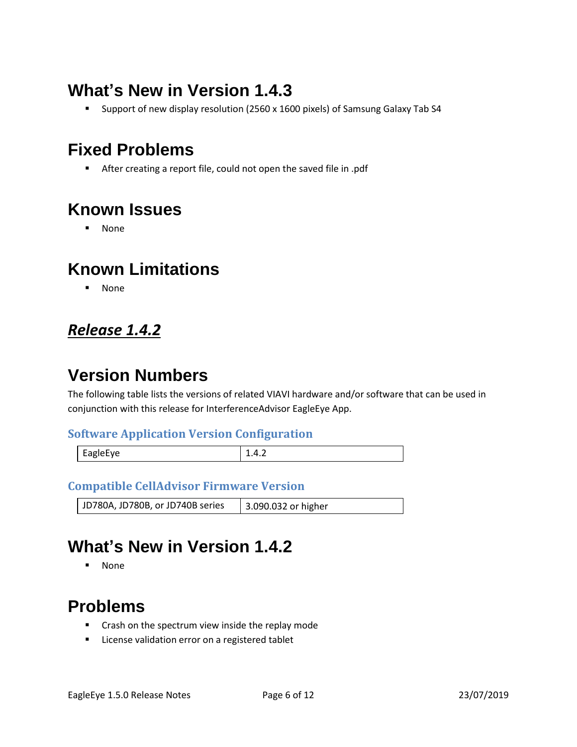# What's New in Version 1.4.3

- Support of new display resolution (2560 x 1600 pixels) of Samsung Galaxy Tab S4

# Fixed Problems

- After creating a report file, could not open the saved file in .pdf

# Known Issues

- None

# Known Limitations

- None

## ***Release 1.4.2***

# Version Numbers

The following table lists the versions of related VIAVI hardware and/or software that can be used in conjunction with this release for InterferenceAdvisor EagleEye App.

### Software Application Version Configuration

| EagleEye | 1.4.2 |
| --- | --- |

### Compatible CellAdvisor Firmware Version

| JD780A, JD780B, or JD740B series | 3.090.032 or higher |
| --- | --- |

# What's New in Version 1.4.2

- None

# Problems

- Crash on the spectrum view inside the replay mode
- License validation error on a registered tablet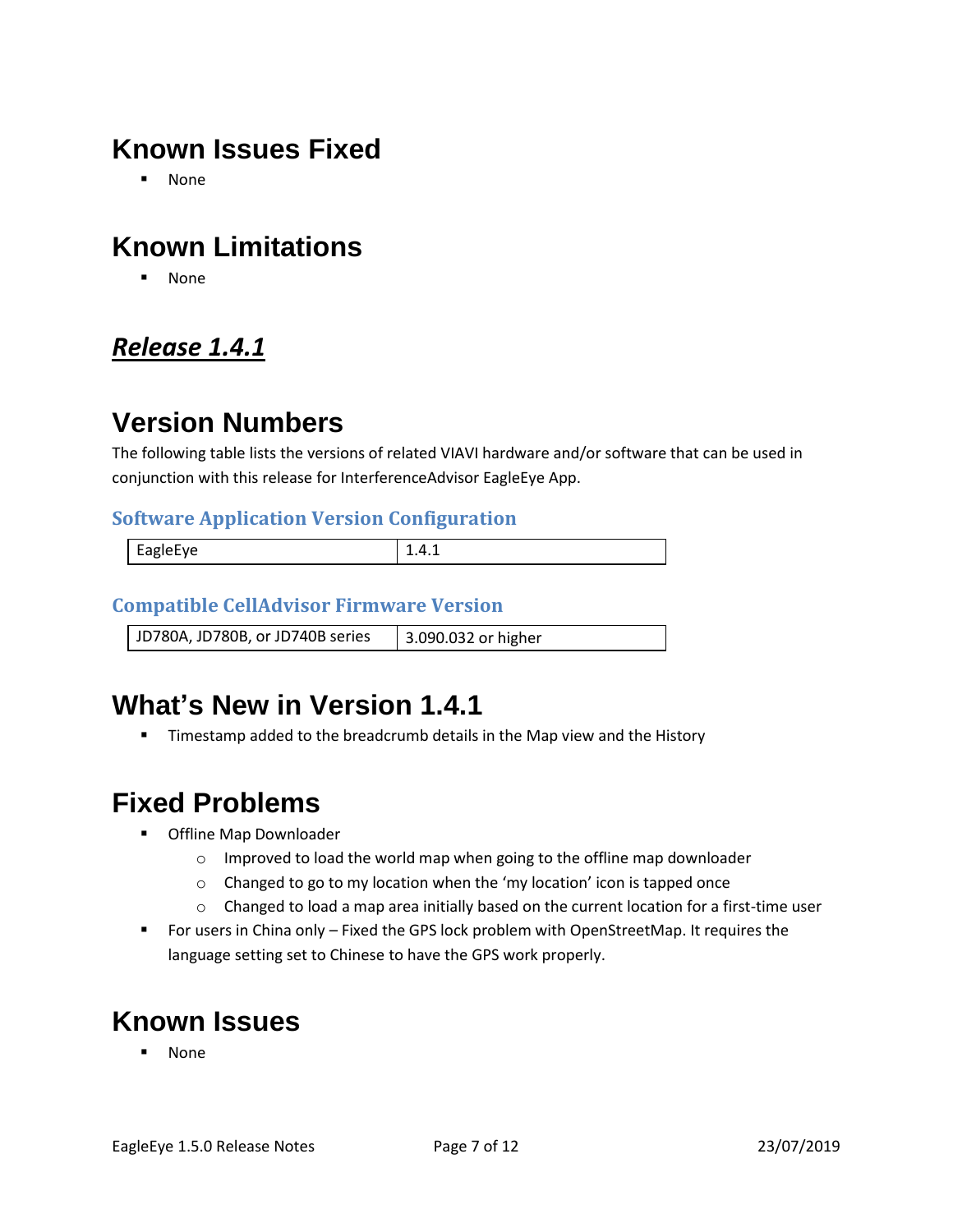## Known Issues Fixed

- None

## Known Limitations

- None

## ***Release 1.4.1***

## Version Numbers

The following table lists the versions of related VIAVI hardware and/or software that can be used in conjunction with this release for InterferenceAdvisor EagleEye App.

### Software Application Version Configuration

| EagleEye | 1.4.1 |
|---|---|

### Compatible CellAdvisor Firmware Version

| JD780A, JD780B, or JD740B series | 3.090.032 or higher |
|---|---|

## What's New in Version 1.4.1

- Timestamp added to the breadcrumb details in the Map view and the History

## Fixed Problems

- Offline Map Downloader
  - Improved to load the world map when going to the offline map downloader
  - Changed to go to my location when the 'my location' icon is tapped once
  - Changed to load a map area initially based on the current location for a first-time user
- For users in China only – Fixed the GPS lock problem with OpenStreetMap. It requires the language setting set to Chinese to have the GPS work properly.

## Known Issues

- None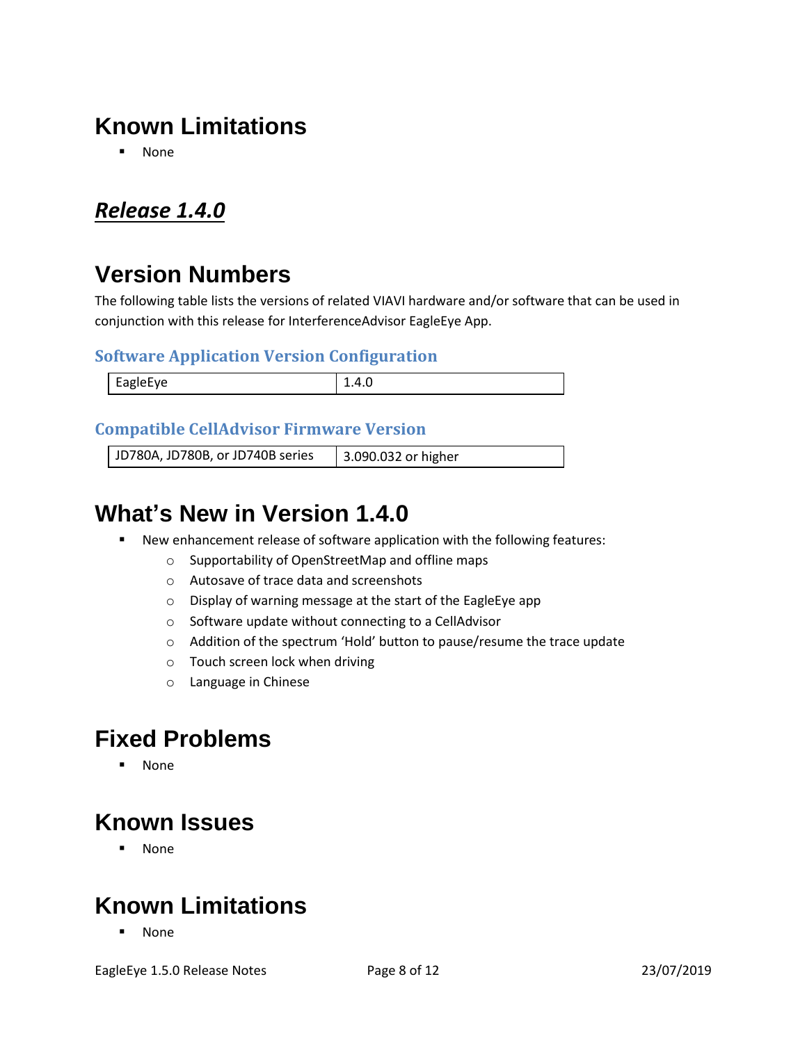# Known Limitations

- None

## ***Release 1.4.0***

# Version Numbers

The following table lists the versions of related VIAVI hardware and/or software that can be used in conjunction with this release for InterferenceAdvisor EagleEye App.

### Software Application Version Configuration

| EagleEye | 1.4.0 |
|---|---|

### Compatible CellAdvisor Firmware Version

| JD780A, JD780B, or JD740B series | 3.090.032 or higher |
|---|---|

# What's New in Version 1.4.0

- New enhancement release of software application with the following features:
  - Supportability of OpenStreetMap and offline maps
  - Autosave of trace data and screenshots
  - Display of warning message at the start of the EagleEye app
  - Software update without connecting to a CellAdvisor
  - Addition of the spectrum 'Hold' button to pause/resume the trace update
  - Touch screen lock when driving
  - Language in Chinese

# Fixed Problems

- None

# Known Issues

- None

# Known Limitations

- None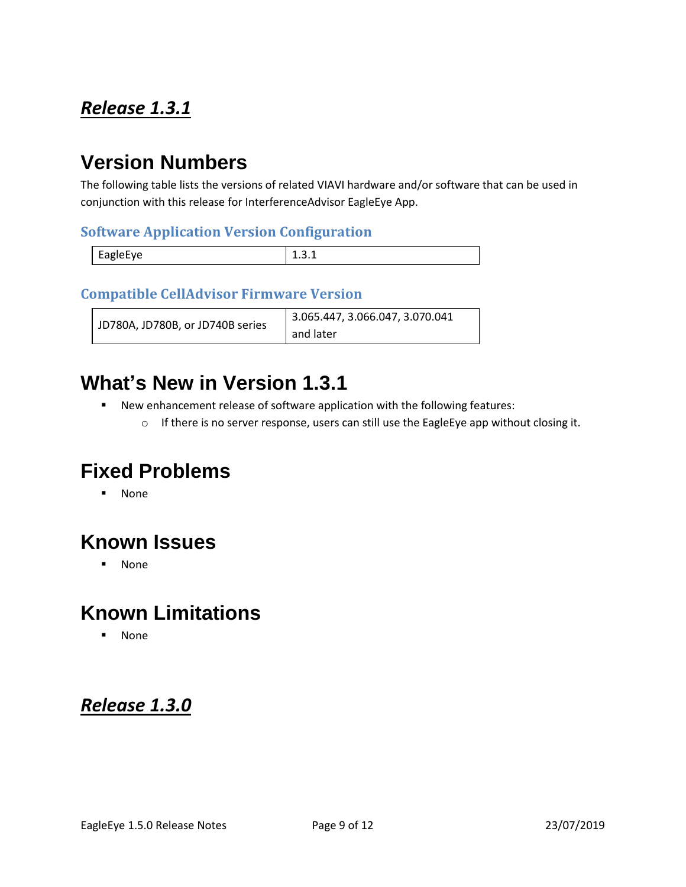## ***Release 1.3.1***

# Version Numbers

The following table lists the versions of related VIAVI hardware and/or software that can be used in conjunction with this release for InterferenceAdvisor EagleEye App.

### Software Application Version Configuration

| EagleEye | 1.3.1 |
| --- | --- |

### Compatible CellAdvisor Firmware Version

| JD780A, JD780B, or JD740B series | 3.065.447, 3.066.047, 3.070.041 and later |
| --- | --- |

# What's New in Version 1.3.1

- New enhancement release of software application with the following features:
  - If there is no server response, users can still use the EagleEye app without closing it.

# Fixed Problems

- None

# Known Issues

- None

# Known Limitations

- None

## ***Release 1.3.0***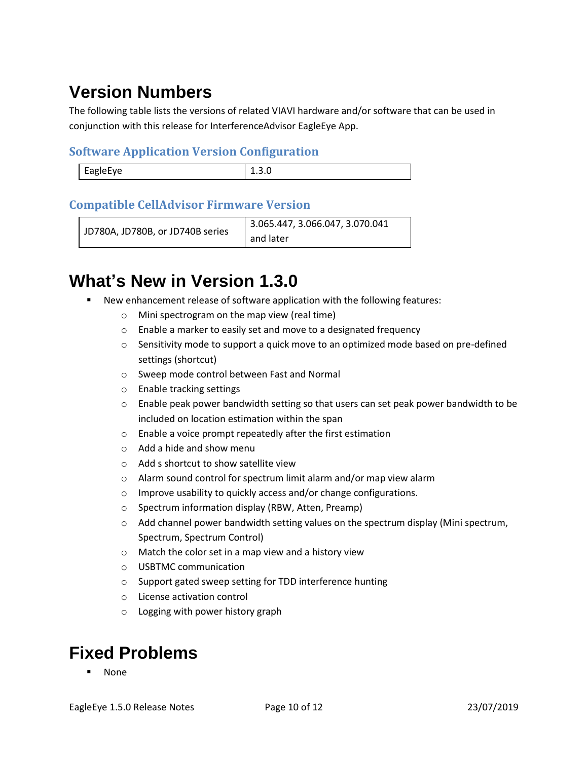# Version Numbers

The following table lists the versions of related VIAVI hardware and/or software that can be used in conjunction with this release for InterferenceAdvisor EagleEye App.

### Software Application Version Configuration

| EagleEye | 1.3.0 |
|---|---|

### Compatible CellAdvisor Firmware Version

| JD780A, JD780B, or JD740B series | 3.065.447, 3.066.047, 3.070.041 and later |
|---|---|

# What's New in Version 1.3.0

- New enhancement release of software application with the following features:
  - Mini spectrogram on the map view (real time)
  - Enable a marker to easily set and move to a designated frequency
  - Sensitivity mode to support a quick move to an optimized mode based on pre-defined settings (shortcut)
  - Sweep mode control between Fast and Normal
  - Enable tracking settings
  - Enable peak power bandwidth setting so that users can set peak power bandwidth to be included on location estimation within the span
  - Enable a voice prompt repeatedly after the first estimation
  - Add a hide and show menu
  - Add s shortcut to show satellite view
  - Alarm sound control for spectrum limit alarm and/or map view alarm
  - Improve usability to quickly access and/or change configurations.
  - Spectrum information display (RBW, Atten, Preamp)
  - Add channel power bandwidth setting values on the spectrum display (Mini spectrum, Spectrum, Spectrum Control)
  - Match the color set in a map view and a history view
  - USBTMC communication
  - Support gated sweep setting for TDD interference hunting
  - License activation control
  - Logging with power history graph

# Fixed Problems

- None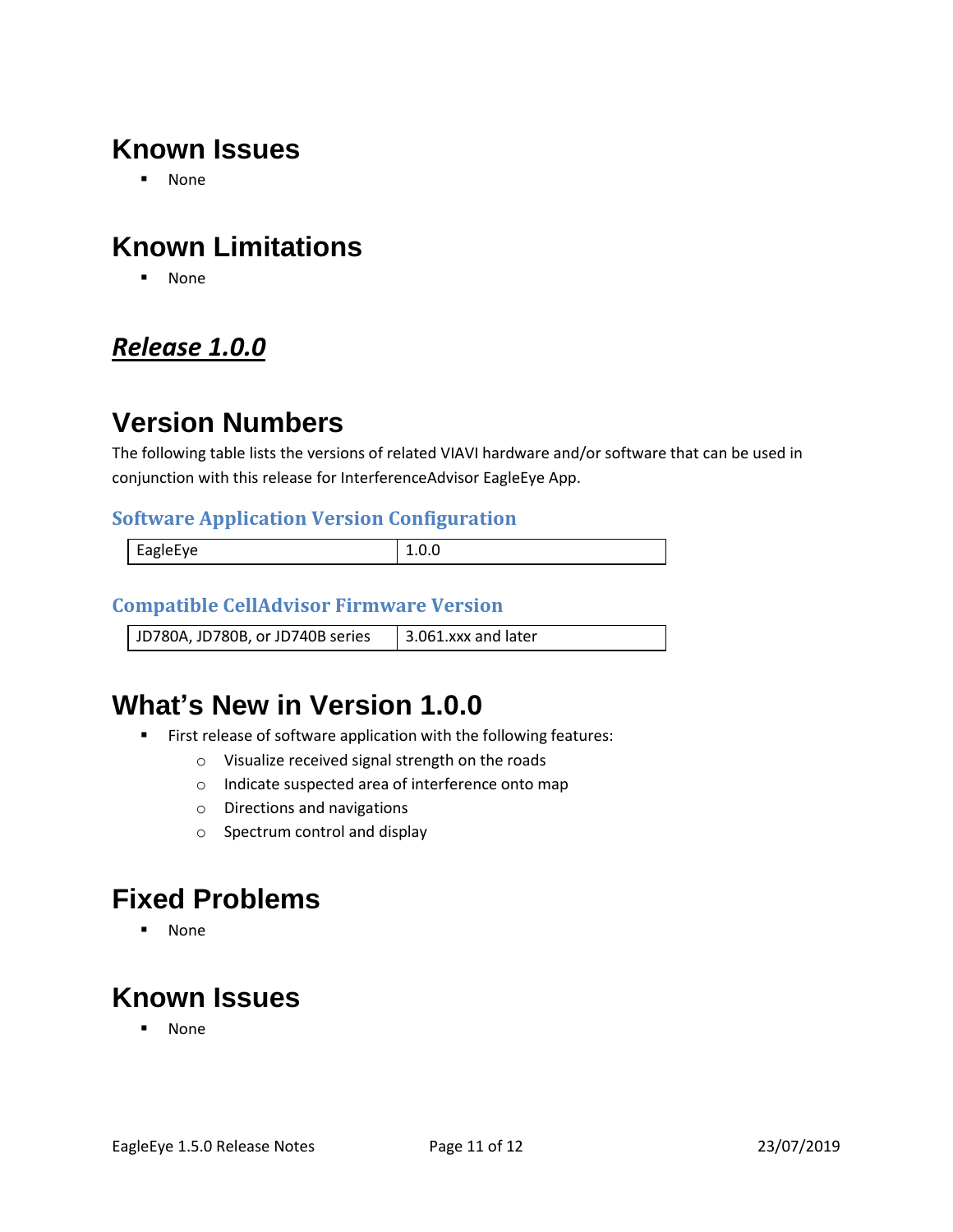# Known Issues

- None

# Known Limitations

- None

## ***Release 1.0.0***

# Version Numbers

The following table lists the versions of related VIAVI hardware and/or software that can be used in conjunction with this release for InterferenceAdvisor EagleEye App.

### Software Application Version Configuration

| EagleEye | 1.0.0 |
|---|---|

### Compatible CellAdvisor Firmware Version

| JD780A, JD780B, or JD740B series | 3.061.xxx and later |
|---|---|

# What's New in Version 1.0.0

- First release of software application with the following features:
  - Visualize received signal strength on the roads
  - Indicate suspected area of interference onto map
  - Directions and navigations
  - Spectrum control and display

# Fixed Problems

- None

# Known Issues

- None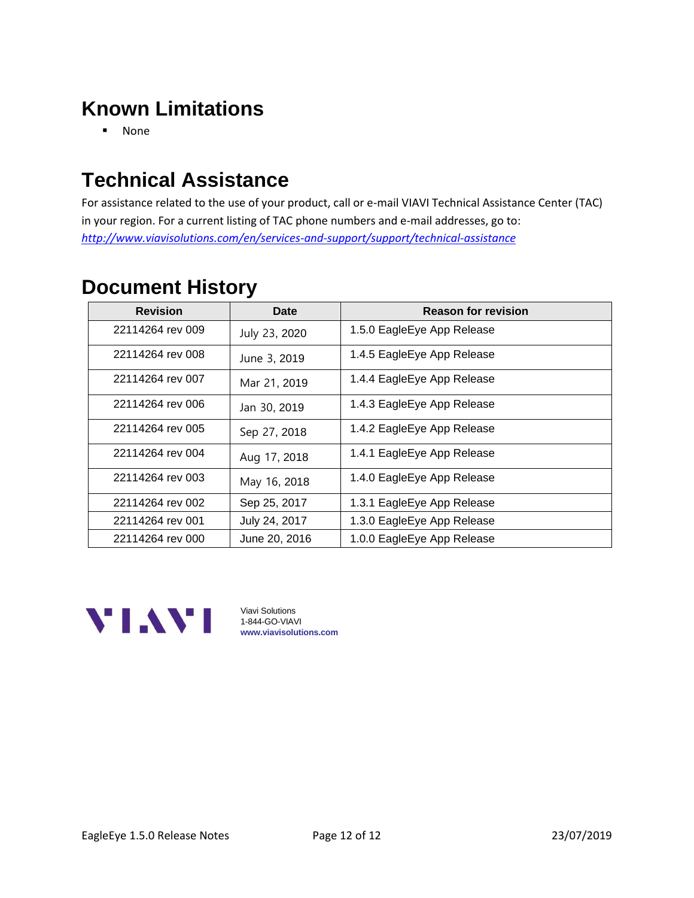## Known Limitations

- None

## Technical Assistance

For assistance related to the use of your product, call or e-mail VIAVI Technical Assistance Center (TAC) in your region. For a current listing of TAC phone numbers and e-mail addresses, go to: *http://www.viavisolutions.com/en/services-and-support/support/technical-assistance*

## Document History

| Revision | Date | Reason for revision |
|---|---|---|
| 22114264 rev 009 | July 23, 2020 | 1.5.0 EagleEye App Release |
| 22114264 rev 008 | June 3, 2019 | 1.4.5 EagleEye App Release |
| 22114264 rev 007 | Mar 21, 2019 | 1.4.4 EagleEye App Release |
| 22114264 rev 006 | Jan 30, 2019 | 1.4.3 EagleEye App Release |
| 22114264 rev 005 | Sep 27, 2018 | 1.4.2 EagleEye App Release |
| 22114264 rev 004 | Aug 17, 2018 | 1.4.1 EagleEye App Release |
| 22114264 rev 003 | May 16, 2018 | 1.4.0 EagleEye App Release |
| 22114264 rev 002 | Sep 25, 2017 | 1.3.1 EagleEye App Release |
| 22114264 rev 001 | July 24, 2017 | 1.3.0 EagleEye App Release |
| 22114264 rev 000 | June 20, 2016 | 1.0.0 EagleEye App Release |

VIAVI

Viavi Solutions
1-844-GO-VIAVI
**www.viavisolutions.com**